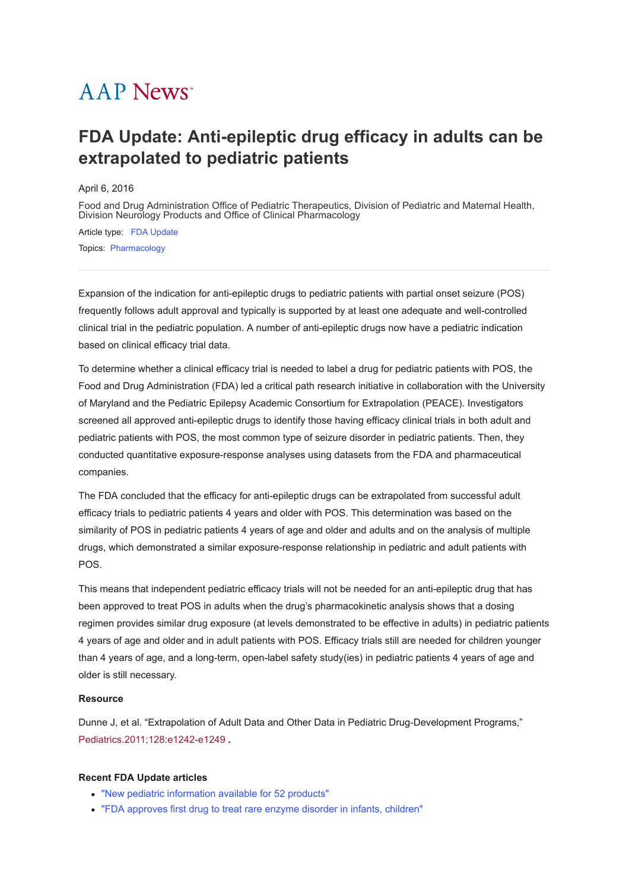AAP News

# FDA Update: Anti-epileptic drug efficacy in adults can be extrapolated to pediatric patients

April 6, 2016

Food and Drug Administration Office of Pediatric Therapeutics, Division of Pediatric and Maternal Health, Division Neurology Products and Office of Clinical Pharmacology

Article type: FDA Update

Topics: Pharmacology

---

Expansion of the indication for anti-epileptic drugs to pediatric patients with partial onset seizure (POS) frequently follows adult approval and typically is supported by at least one adequate and well-controlled clinical trial in the pediatric population. A number of anti-epileptic drugs now have a pediatric indication based on clinical efficacy trial data.

To determine whether a clinical efficacy trial is needed to label a drug for pediatric patients with POS, the Food and Drug Administration (FDA) led a critical path research initiative in collaboration with the University of Maryland and the Pediatric Epilepsy Academic Consortium for Extrapolation (PEACE). Investigators screened all approved anti-epileptic drugs to identify those having efficacy clinical trials in both adult and pediatric patients with POS, the most common type of seizure disorder in pediatric patients. Then, they conducted quantitative exposure-response analyses using datasets from the FDA and pharmaceutical companies.

The FDA concluded that the efficacy for anti-epileptic drugs can be extrapolated from successful adult efficacy trials to pediatric patients 4 years and older with POS. This determination was based on the similarity of POS in pediatric patients 4 years of age and older and adults and on the analysis of multiple drugs, which demonstrated a similar exposure-response relationship in pediatric and adult patients with POS.

This means that independent pediatric efficacy trials will not be needed for an anti-epileptic drug that has been approved to treat POS in adults when the drug's pharmacokinetic analysis shows that a dosing regimen provides similar drug exposure (at levels demonstrated to be effective in adults) in pediatric patients 4 years of age and older and in adult patients with POS. Efficacy trials still are needed for children younger than 4 years of age, and a long-term, open-label safety study(ies) in pediatric patients 4 years of age and older is still necessary.

**Resource**

Dunne J, et al. "Extrapolation of Adult Data and Other Data in Pediatric Drug-Development Programs," Pediatrics.2011;128:e1242-e1249 .

**Recent FDA Update articles**

- "New pediatric information available for 52 products"
- "FDA approves first drug to treat rare enzyme disorder in infants, children"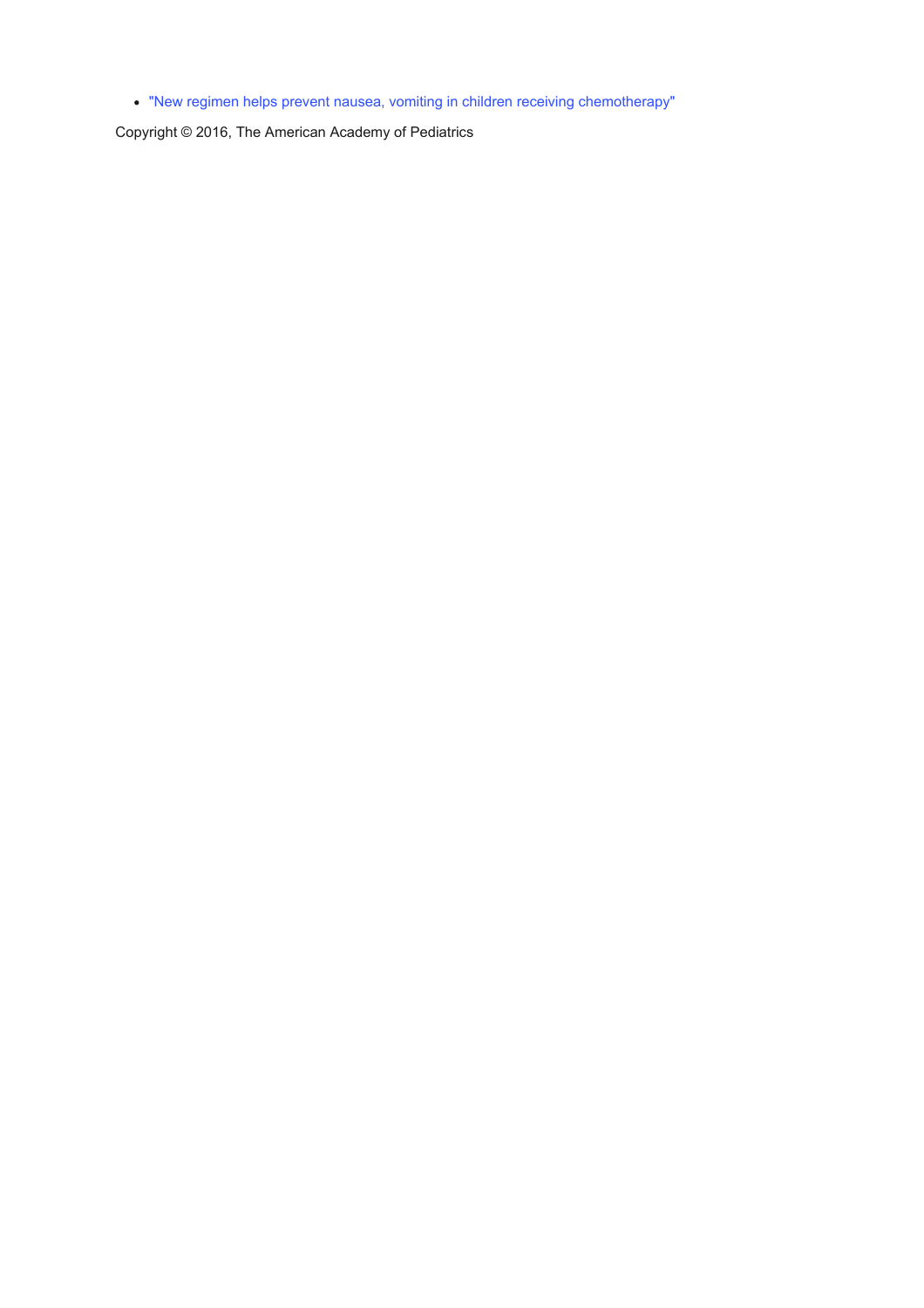- "New regimen helps prevent nausea, vomiting in children receiving chemotherapy"

Copyright © 2016, The American Academy of Pediatrics